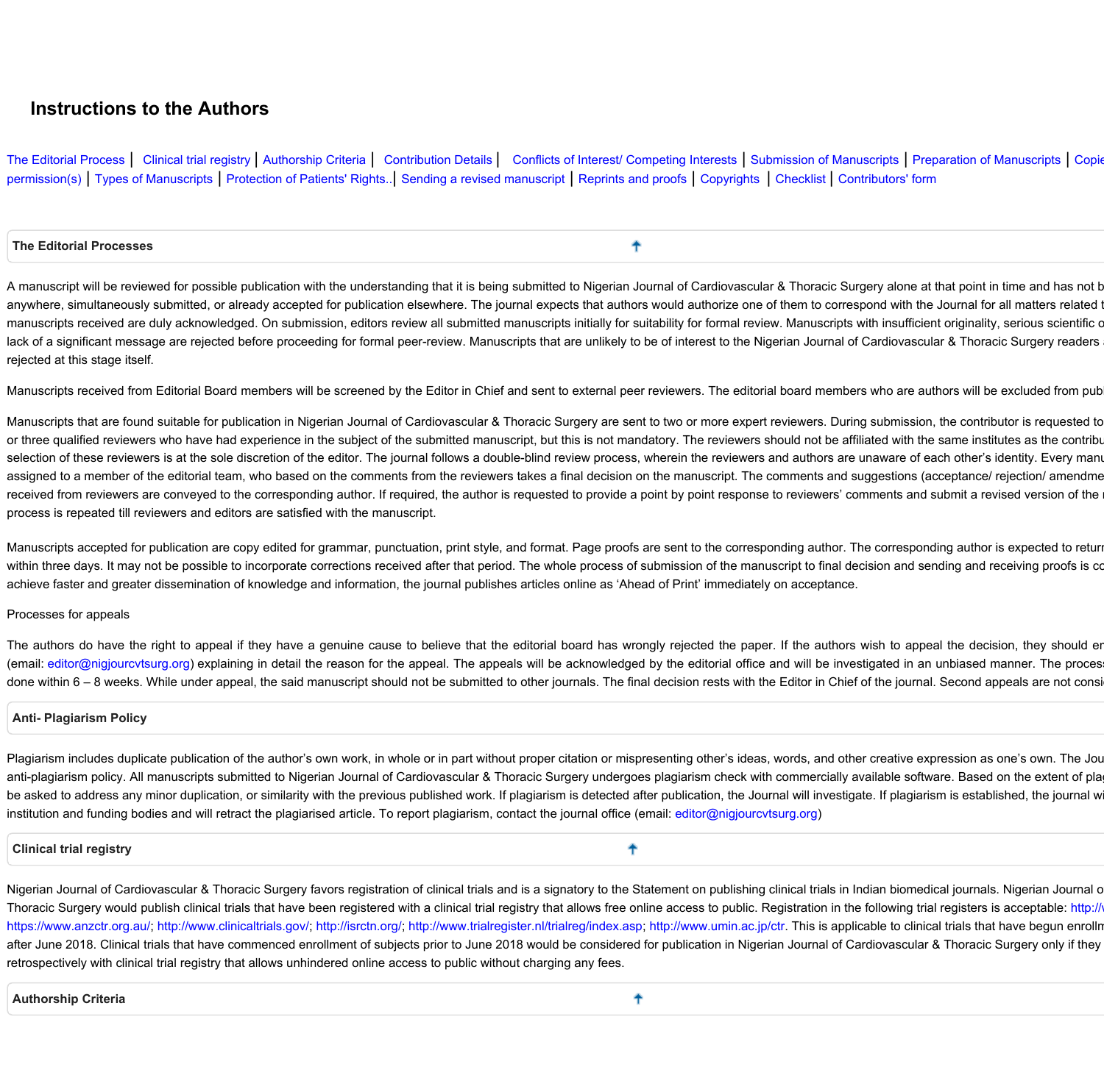# Instructions to the Authors

The Editorial Process | Clinical trial registry | Authorship Criteria | Contribution Details | Conflicts of Interest/ Competing Interests | Submission of Manuscripts | Preparation of Manuscripts | Copie permission(s) | Types of Manuscripts | Protection of Patients' Rights.. | Sending a revised manuscript | Reprints and proofs | Copyrights | Checklist | Contributors' form

## The Editorial Processes

A manuscript will be reviewed for possible publication with the understanding that it is being submitted to Nigerian Journal of Cardiovascular & Thoracic Surgery alone at that point in time and has not b anywhere, simultaneously submitted, or already accepted for publication elsewhere. The journal expects that authors would authorize one of them to correspond with the Journal for all matters related t manuscripts received are duly acknowledged. On submission, editors review all submitted manuscripts initially for suitability for formal review. Manuscripts with insufficient originality, serious scientific o lack of a significant message are rejected before proceeding for formal peer-review. Manuscripts that are unlikely to be of interest to the Nigerian Journal of Cardiovascular & Thoracic Surgery readers rejected at this stage itself.

Manuscripts received from Editorial Board members will be screened by the Editor in Chief and sent to external peer reviewers. The editorial board members who are authors will be excluded from publ

Manuscripts that are found suitable for publication in Nigerian Journal of Cardiovascular & Thoracic Surgery are sent to two or more expert reviewers. During submission, the contributor is requested to or three qualified reviewers who have had experience in the subject of the submitted manuscript, but this is not mandatory. The reviewers should not be affiliated with the same institutes as the contribu selection of these reviewers is at the sole discretion of the editor. The journal follows a double-blind review process, wherein the reviewers and authors are unaware of each other's identity. Every manu assigned to a member of the editorial team, who based on the comments from the reviewers takes a final decision on the manuscript. The comments and suggestions (acceptance/ rejection/ amendme received from reviewers are conveyed to the corresponding author. If required, the author is requested to provide a point by point response to reviewers' comments and submit a revised version of the process is repeated till reviewers and editors are satisfied with the manuscript.

Manuscripts accepted for publication are copy edited for grammar, punctuation, print style, and format. Page proofs are sent to the corresponding author. The corresponding author is expected to return within three days. It may not be possible to incorporate corrections received after that period. The whole process of submission of the manuscript to final decision and sending and receiving proofs is co achieve faster and greater dissemination of knowledge and information, the journal publishes articles online as 'Ahead of Print' immediately on acceptance.

Processes for appeals

The authors do have the right to appeal if they have a genuine cause to believe that the editorial board has wrongly rejected the paper. If the authors wish to appeal the decision, they should er (email: editor@nigjourcvtsurg.org) explaining in detail the reason for the appeal. The appeals will be acknowledged by the editorial office and will be investigated in an unbiased manner. The process done within 6 – 8 weeks. While under appeal, the said manuscript should not be submitted to other journals. The final decision rests with the Editor in Chief of the journal. Second appeals are not consi

## Anti- Plagiarism Policy

Plagiarism includes duplicate publication of the author's own work, in whole or in part without proper citation or mispresenting other's ideas, words, and other creative expression as one's own. The Jou anti-plagiarism policy. All manuscripts submitted to Nigerian Journal of Cardiovascular & Thoracic Surgery undergoes plagiarism check with commercially available software. Based on the extent of pla be asked to address any minor duplication, or similarity with the previous published work. If plagiarism is detected after publication, the Journal will investigate. If plagiarism is established, the journal wi institution and funding bodies and will retract the plagiarised article. To report plagiarism, contact the journal office (email: editor@nigjourcvtsurg.org)

## Clinical trial registry

Nigerian Journal of Cardiovascular & Thoracic Surgery favors registration of clinical trials and is a signatory to the Statement on publishing clinical trials in Indian biomedical journals. Nigerian Journal o Thoracic Surgery would publish clinical trials that have been registered with a clinical trial registry that allows free online access to public. Registration in the following trial registers is acceptable: http://v https://www.anzctr.org.au/; http://www.clinicaltrials.gov/; http://isrctn.org/; http://www.trialregister.nl/trialreg/index.asp; http://www.umin.ac.jp/ctr. This is applicable to clinical trials that have begun enrollm after June 2018. Clinical trials that have commenced enrollment of subjects prior to June 2018 would be considered for publication in Nigerian Journal of Cardiovascular & Thoracic Surgery only if they retrospectively with clinical trial registry that allows unhindered online access to public without charging any fees.

## Authorship Criteria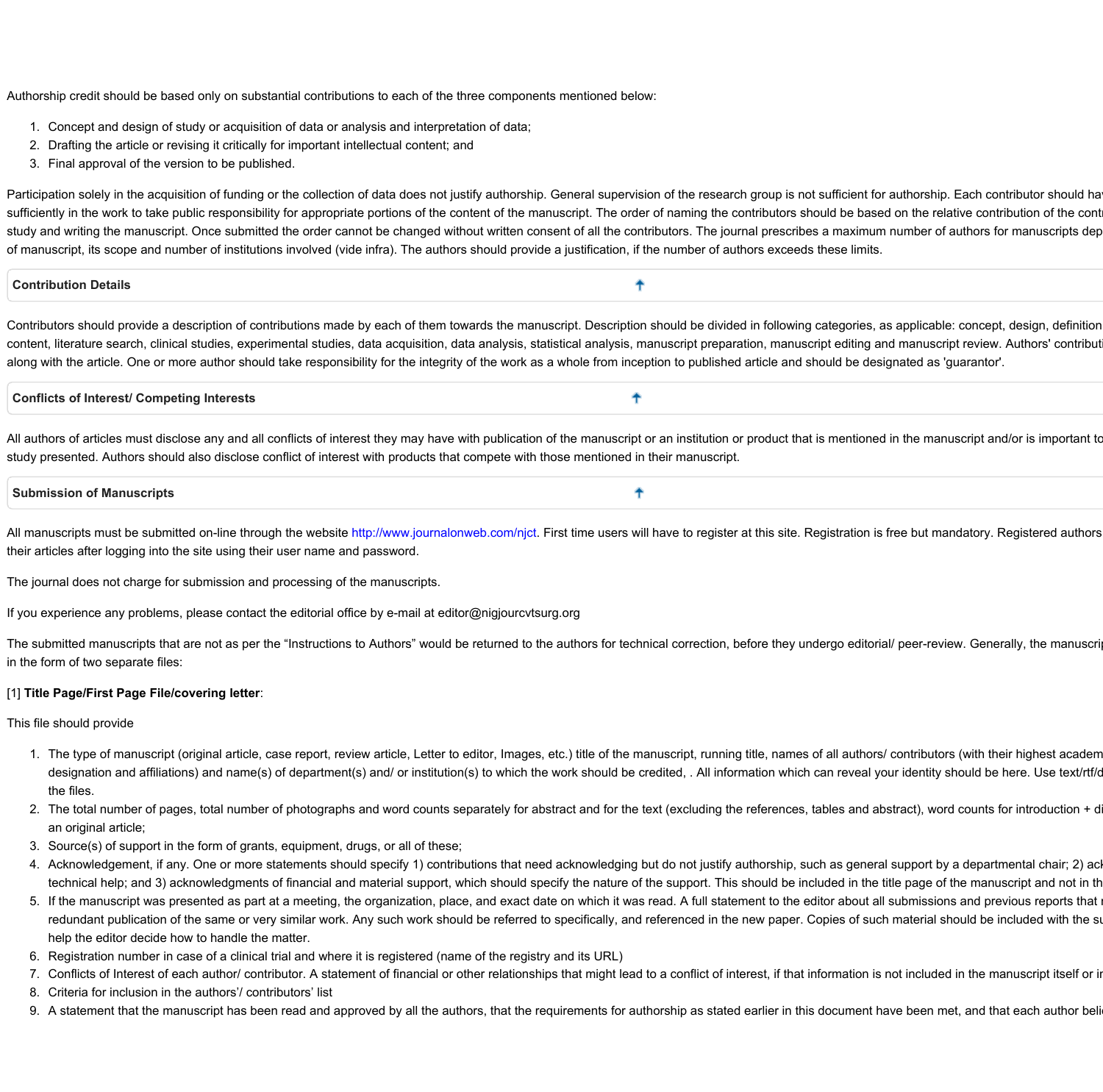Authorship credit should be based only on substantial contributions to each of the three components mentioned below:

1. Concept and design of study or acquisition of data or analysis and interpretation of data;
2. Drafting the article or revising it critically for important intellectual content; and
3. Final approval of the version to be published.

Participation solely in the acquisition of funding or the collection of data does not justify authorship. General supervision of the research group is not sufficient for authorship. Each contributor should hav sufficiently in the work to take public responsibility for appropriate portions of the content of the manuscript. The order of naming the contributors should be based on the relative contribution of the contr study and writing the manuscript. Once submitted the order cannot be changed without written consent of all the contributors. The journal prescribes a maximum number of authors for manuscripts dep of manuscript, its scope and number of institutions involved (vide infra). The authors should provide a justification, if the number of authors exceeds these limits.

## Contribution Details

Contributors should provide a description of contributions made by each of them towards the manuscript. Description should be divided in following categories, as applicable: concept, design, definition content, literature search, clinical studies, experimental studies, data acquisition, data analysis, statistical analysis, manuscript preparation, manuscript editing and manuscript review. Authors' contributi along with the article. One or more author should take responsibility for the integrity of the work as a whole from inception to published article and should be designated as 'guarantor'.

## Conflicts of Interest/ Competing Interests

All authors of articles must disclose any and all conflicts of interest they may have with publication of the manuscript or an institution or product that is mentioned in the manuscript and/or is important to study presented. Authors should also disclose conflict of interest with products that compete with those mentioned in their manuscript.

## Submission of Manuscripts

All manuscripts must be submitted on-line through the website http://www.journalonweb.com/njct. First time users will have to register at this site. Registration is free but mandatory. Registered authors their articles after logging into the site using their user name and password.

The journal does not charge for submission and processing of the manuscripts.

If you experience any problems, please contact the editorial office by e-mail at editor@nigjourcvtsurg.org

The submitted manuscripts that are not as per the "Instructions to Authors" would be returned to the authors for technical correction, before they undergo editorial/ peer-review. Generally, the manuscrip in the form of two separate files:

[1] **Title Page/First Page File/covering letter**:

This file should provide

1. The type of manuscript (original article, case report, review article, Letter to editor, Images, etc.) title of the manuscript, running title, names of all authors/ contributors (with their highest academ designation and affiliations) and name(s) of department(s) and/ or institution(s) to which the work should be credited, . All information which can reveal your identity should be here. Use text/rtf/d the files.
2. The total number of pages, total number of photographs and word counts separately for abstract and for the text (excluding the references, tables and abstract), word counts for introduction + di an original article;
3. Source(s) of support in the form of grants, equipment, drugs, or all of these;
4. Acknowledgement, if any. One or more statements should specify 1) contributions that need acknowledging but do not justify authorship, such as general support by a departmental chair; 2) ack technical help; and 3) acknowledgments of financial and material support, which should specify the nature of the support. This should be included in the title page of the manuscript and not in th
5. If the manuscript was presented as part at a meeting, the organization, place, and exact date on which it was read. A full statement to the editor about all submissions and previous reports that r redundant publication of the same or very similar work. Any such work should be referred to specifically, and referenced in the new paper. Copies of such material should be included with the su help the editor decide how to handle the matter.
6. Registration number in case of a clinical trial and where it is registered (name of the registry and its URL)
7. Conflicts of Interest of each author/ contributor. A statement of financial or other relationships that might lead to a conflict of interest, if that information is not included in the manuscript itself or in
8. Criteria for inclusion in the authors'/ contributors' list
9. A statement that the manuscript has been read and approved by all the authors, that the requirements for authorship as stated earlier in this document have been met, and that each author beli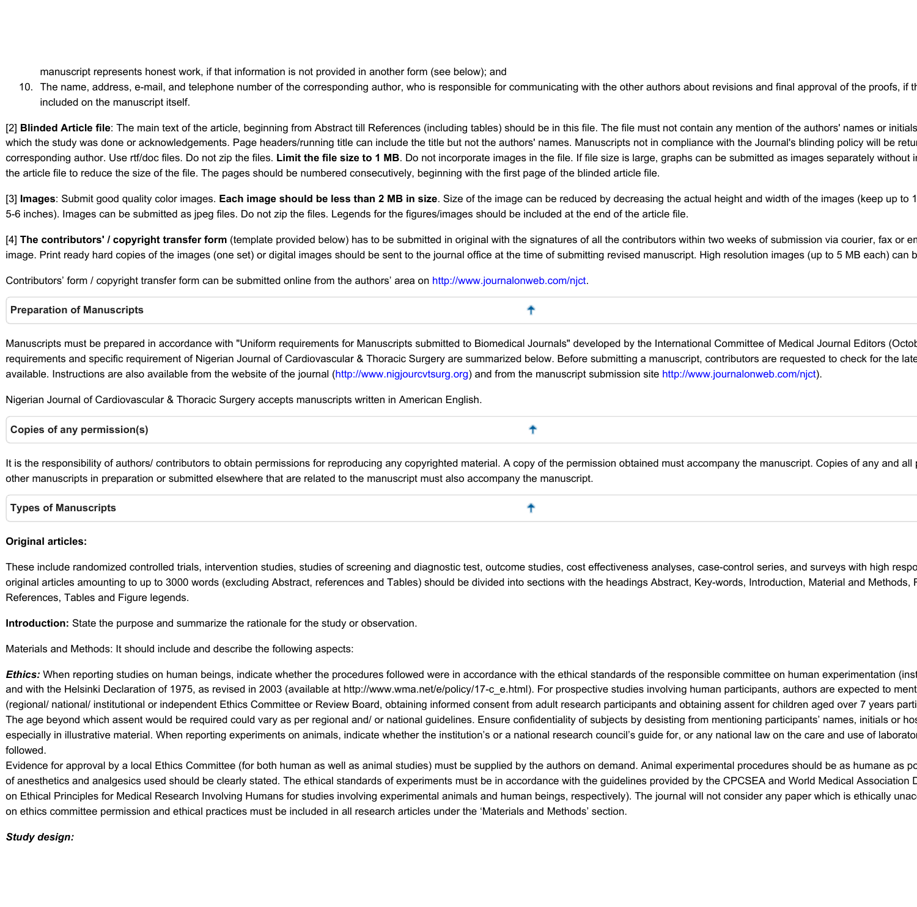manuscript represents honest work, if that information is not provided in another form (see below); and

10. The name, address, e-mail, and telephone number of the corresponding author, who is responsible for communicating with the other authors about revisions and final approval of the proofs, if th included on the manuscript itself.

[2] **Blinded Article file**: The main text of the article, beginning from Abstract till References (including tables) should be in this file. The file must not contain any mention of the authors' names or initials which the study was done or acknowledgements. Page headers/running title can include the title but not the authors' names. Manuscripts not in compliance with the Journal's blinding policy will be retur corresponding author. Use rtf/doc files. Do not zip the files. **Limit the file size to 1 MB**. Do not incorporate images in the file. If file size is large, graphs can be submitted as images separately without i the article file to reduce the size of the file. The pages should be numbered consecutively, beginning with the first page of the blinded article file.

[3] **Images**: Submit good quality color images. **Each image should be less than 2 MB in size**. Size of the image can be reduced by decreasing the actual height and width of the images (keep up to 1 5-6 inches). Images can be submitted as jpeg files. Do not zip the files. Legends for the figures/images should be included at the end of the article file.

[4] **The contributors' / copyright transfer form** (template provided below) has to be submitted in original with the signatures of all the contributors within two weeks of submission via courier, fax or er image. Print ready hard copies of the images (one set) or digital images should be sent to the journal office at the time of submitting revised manuscript. High resolution images (up to 5 MB each) can b

Contributors' form / copyright transfer form can be submitted online from the authors' area on http://www.journalonweb.com/njct.

## Preparation of Manuscripts

Manuscripts must be prepared in accordance with "Uniform requirements for Manuscripts submitted to Biomedical Journals" developed by the International Committee of Medical Journal Editors (Octob requirements and specific requirement of Nigerian Journal of Cardiovascular & Thoracic Surgery are summarized below. Before submitting a manuscript, contributors are requested to check for the late available. Instructions are also available from the website of the journal (http://www.nigjourcvtsurg.org) and from the manuscript submission site http://www.journalonweb.com/njct).

Nigerian Journal of Cardiovascular & Thoracic Surgery accepts manuscripts written in American English.

## Copies of any permission(s)

It is the responsibility of authors/ contributors to obtain permissions for reproducing any copyrighted material. A copy of the permission obtained must accompany the manuscript. Copies of any and all p other manuscripts in preparation or submitted elsewhere that are related to the manuscript must also accompany the manuscript.

## Types of Manuscripts

**Original articles:**

These include randomized controlled trials, intervention studies, studies of screening and diagnostic test, outcome studies, cost effectiveness analyses, case-control series, and surveys with high respo original articles amounting to up to 3000 words (excluding Abstract, references and Tables) should be divided into sections with the headings Abstract, Key-words, Introduction, Material and Methods, R References, Tables and Figure legends.

**Introduction:** State the purpose and summarize the rationale for the study or observation.

Materials and Methods: It should include and describe the following aspects:

***Ethics:*** When reporting studies on human beings, indicate whether the procedures followed were in accordance with the ethical standards of the responsible committee on human experimentation (inst and with the Helsinki Declaration of 1975, as revised in 2003 (available at http://www.wma.net/e/policy/17-c_e.html). For prospective studies involving human participants, authors are expected to ment (regional/ national/ institutional or independent Ethics Committee or Review Board, obtaining informed consent from adult research participants and obtaining assent for children aged over 7 years parti The age beyond which assent would be required could vary as per regional and/ or national guidelines. Ensure confidentiality of subjects by desisting from mentioning participants' names, initials or hos especially in illustrative material. When reporting experiments on animals, indicate whether the institution's or a national research council's guide for, or any national law on the care and use of laborato followed.
Evidence for approval by a local Ethics Committee (for both human as well as animal studies) must be supplied by the authors on demand. Animal experimental procedures should be as humane as po of anesthetics and analgesics used should be clearly stated. The ethical standards of experiments must be in accordance with the guidelines provided by the CPCSEA and World Medical Association D on Ethical Principles for Medical Research Involving Humans for studies involving experimental animals and human beings, respectively). The journal will not consider any paper which is ethically unacc on ethics committee permission and ethical practices must be included in all research articles under the 'Materials and Methods' section.

***Study design:***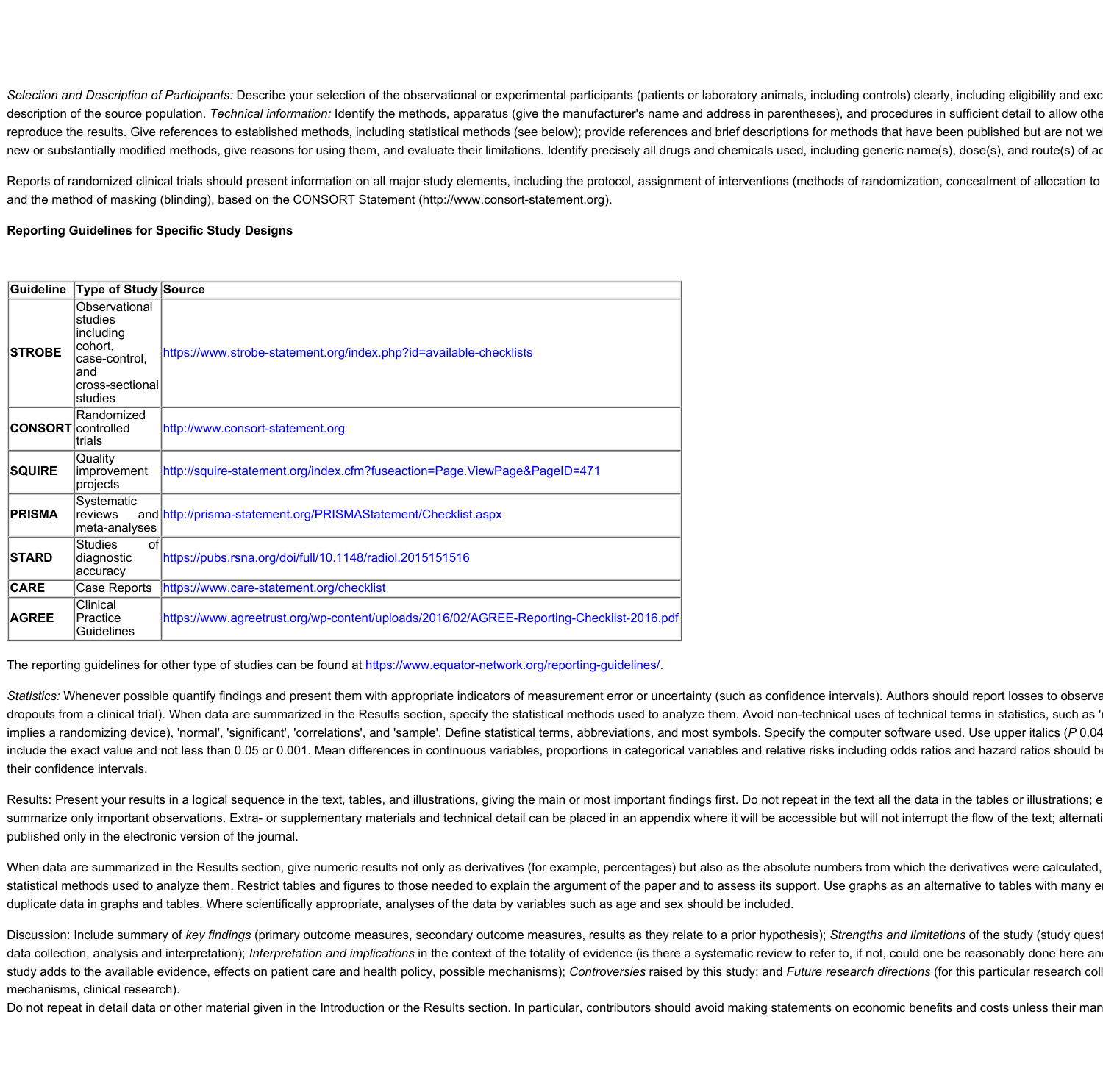*Selection and Description of Participants:* Describe your selection of the observational or experimental participants (patients or laboratory animals, including controls) clearly, including eligibility and exc description of the source population. *Technical information:* Identify the methods, apparatus (give the manufacturer's name and address in parentheses), and procedures in sufficient detail to allow othe reproduce the results. Give references to established methods, including statistical methods (see below); provide references and brief descriptions for methods that have been published but are not we new or substantially modified methods, give reasons for using them, and evaluate their limitations. Identify precisely all drugs and chemicals used, including generic name(s), dose(s), and route(s) of ac

Reports of randomized clinical trials should present information on all major study elements, including the protocol, assignment of interventions (methods of randomization, concealment of allocation to and the method of masking (blinding), based on the CONSORT Statement (http://www.consort-statement.org).

**Reporting Guidelines for Specific Study Designs**

| Guideline | Type of Study | Source |
|---|---|---|
| **STROBE** | Observational studies including cohort, case-control, and cross-sectional studies | https://www.strobe-statement.org/index.php?id=available-checklists |
| **CONSORT** | Randomized controlled trials | http://www.consort-statement.org |
| **SQUIRE** | Quality improvement projects | http://squire-statement.org/index.cfm?fuseaction=Page.ViewPage&PageID=471 |
| **PRISMA** | Systematic reviews and meta-analyses | http://prisma-statement.org/PRISMAStatement/Checklist.aspx |
| **STARD** | Studies of diagnostic accuracy | https://pubs.rsna.org/doi/full/10.1148/radiol.2015151516 |
| **CARE** | Case Reports | https://www.care-statement.org/checklist |
| **AGREE** | Clinical Practice Guidelines | https://www.agreetrust.org/wp-content/uploads/2016/02/AGREE-Reporting-Checklist-2016.pdf |

The reporting guidelines for other type of studies can be found at https://www.equator-network.org/reporting-guidelines/.

*Statistics:* Whenever possible quantify findings and present them with appropriate indicators of measurement error or uncertainty (such as confidence intervals). Authors should report losses to observa dropouts from a clinical trial). When data are summarized in the Results section, specify the statistical methods used to analyze them. Avoid non-technical uses of technical terms in statistics, such as 'r implies a randomizing device), 'normal', 'significant', 'correlations', and 'sample'. Define statistical terms, abbreviations, and most symbols. Specify the computer software used. Use upper italics (*P* 0.04 include the exact value and not less than 0.05 or 0.001. Mean differences in continuous variables, proportions in categorical variables and relative risks including odds ratios and hazard ratios should be their confidence intervals.

Results: Present your results in a logical sequence in the text, tables, and illustrations, giving the main or most important findings first. Do not repeat in the text all the data in the tables or illustrations; e summarize only important observations. Extra- or supplementary materials and technical detail can be placed in an appendix where it will be accessible but will not interrupt the flow of the text; alternati published only in the electronic version of the journal.

When data are summarized in the Results section, give numeric results not only as derivatives (for example, percentages) but also as the absolute numbers from which the derivatives were calculated, statistical methods used to analyze them. Restrict tables and figures to those needed to explain the argument of the paper and to assess its support. Use graphs as an alternative to tables with many e duplicate data in graphs and tables. Where scientifically appropriate, analyses of the data by variables such as age and sex should be included.

Discussion: Include summary of *key findings* (primary outcome measures, secondary outcome measures, results as they relate to a prior hypothesis); *Strengths and limitations* of the study (study quest data collection, analysis and interpretation); *Interpretation and implications* in the context of the totality of evidence (is there a systematic review to refer to, if not, could one be reasonably done here an study adds to the available evidence, effects on patient care and health policy, possible mechanisms); *Controversies* raised by this study; and *Future research directions* (for this particular research coll mechanisms, clinical research).

Do not repeat in detail data or other material given in the Introduction or the Results section. In particular, contributors should avoid making statements on economic benefits and costs unless their man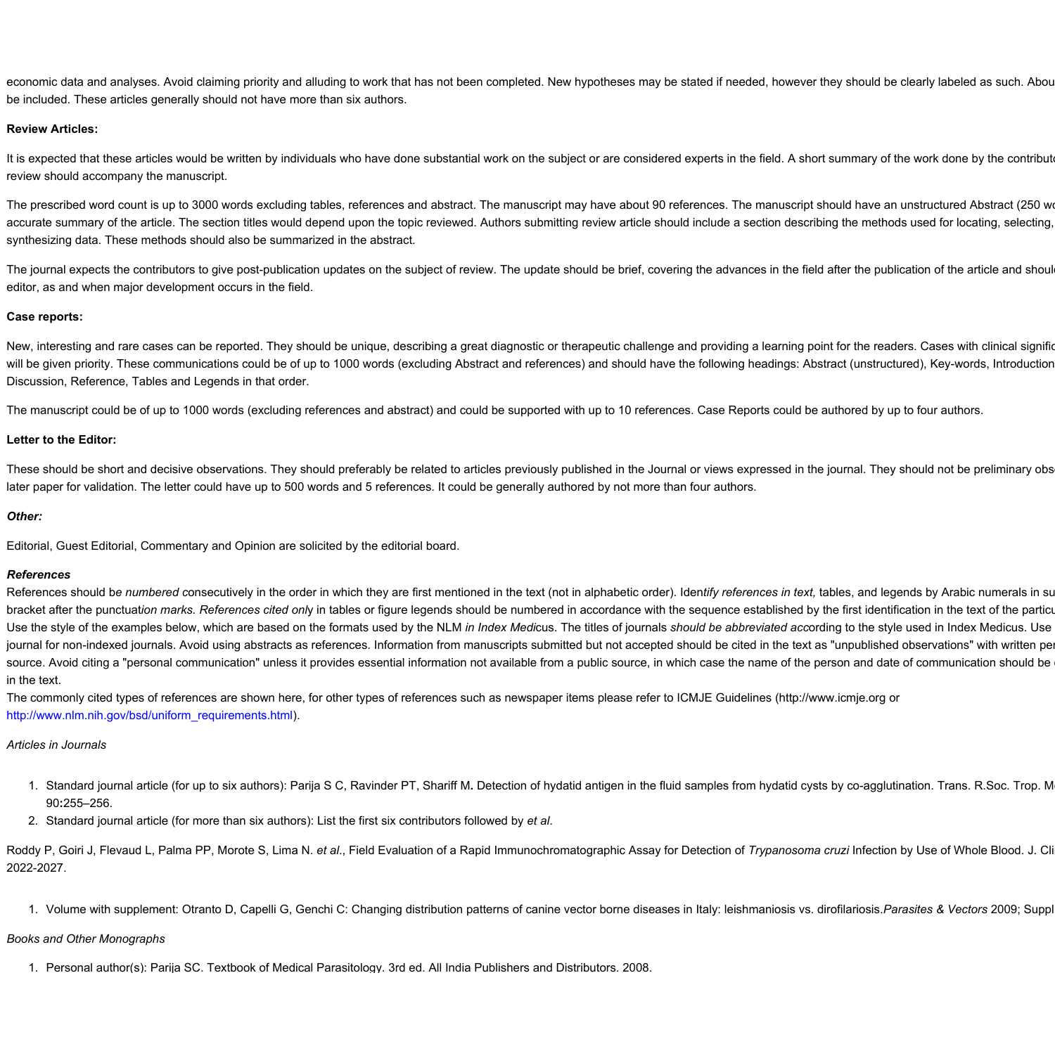economic data and analyses. Avoid claiming priority and alluding to work that has not been completed. New hypotheses may be stated if needed, however they should be clearly labeled as such. Abou
be included. These articles generally should not have more than six authors.

**Review Articles:**

It is expected that these articles would be written by individuals who have done substantial work on the subject or are considered experts in the field. A short summary of the work done by the contribut
review should accompany the manuscript.

The prescribed word count is up to 3000 words excluding tables, references and abstract. The manuscript may have about 90 references. The manuscript should have an unstructured Abstract (250 wo
accurate summary of the article. The section titles would depend upon the topic reviewed. Authors submitting review article should include a section describing the methods used for locating, selecting,
synthesizing data. These methods should also be summarized in the abstract.

The journal expects the contributors to give post-publication updates on the subject of review. The update should be brief, covering the advances in the field after the publication of the article and shoul
editor, as and when major development occurs in the field.

**Case reports:**

New, interesting and rare cases can be reported. They should be unique, describing a great diagnostic or therapeutic challenge and providing a learning point for the readers. Cases with clinical signific
will be given priority. These communications could be of up to 1000 words (excluding Abstract and references) and should have the following headings: Abstract (unstructured), Key-words, Introduction
Discussion, Reference, Tables and Legends in that order.

The manuscript could be of up to 1000 words (excluding references and abstract) and could be supported with up to 10 references. Case Reports could be authored by up to four authors.

**Letter to the Editor:**

These should be short and decisive observations. They should preferably be related to articles previously published in the Journal or views expressed in the journal. They should not be preliminary obs
later paper for validation. The letter could have up to 500 words and 5 references. It could be generally authored by not more than four authors.

***Other:***

Editorial, Guest Editorial, Commentary and Opinion are solicited by the editorial board.

***References***

References should be *numbered c*onsecutively in the order in which they are first mentioned in the text (not in alphabetic order). Iden*tify references in text,* tables, and legends by Arabic numerals in su
bracket after the punctuat*ion marks. References cited onl*y in tables or figure legends should be numbered in accordance with the sequence established by the first identification in the text of the particu
Use the style of the examples below, which are based on the formats used by the NLM *in Index Medi*cus. The titles of journals *should be abbreviated acc*ording to the style used in Index Medicus. Use
journal for non-indexed journals. Avoid using abstracts as references. Information from manuscripts submitted but not accepted should be cited in the text as "unpublished observations" with written pe
source. Avoid citing a "personal communication" unless it provides essential information not available from a public source, in which case the name of the person and date of communication should be
in the text.
The commonly cited types of references are shown here, for other types of references such as newspaper items please refer to ICMJE Guidelines (http://www.icmje.org or
http://www.nlm.nih.gov/bsd/uniform_requirements.html).

*Articles in Journals*

1. Standard journal article (for up to six authors): Parija S C, Ravinder PT, Shariff M**.** Detection of hydatid antigen in the fluid samples from hydatid cysts by co-agglutination. Trans. R.Soc. Trop. M
90**:**255–256.
2. Standard journal article (for more than six authors): List the first six contributors followed by *et al*.

Roddy P, Goiri J, Flevaud L, Palma PP, Morote S, Lima N. *et al*., Field Evaluation of a Rapid Immunochromatographic Assay for Detection of *Trypanosoma cruzi* Infection by Use of Whole Blood. J. Cl
2022-2027.

1. Volume with supplement: Otranto D, Capelli G, Genchi C: Changing distribution patterns of canine vector borne diseases in Italy: leishmaniosis vs. dirofilariosis.*Parasites & Vectors* 2009; Suppl

*Books and Other Monographs*

1. Personal author(s): Parija SC. Textbook of Medical Parasitology. 3rd ed. All India Publishers and Distributors. 2008.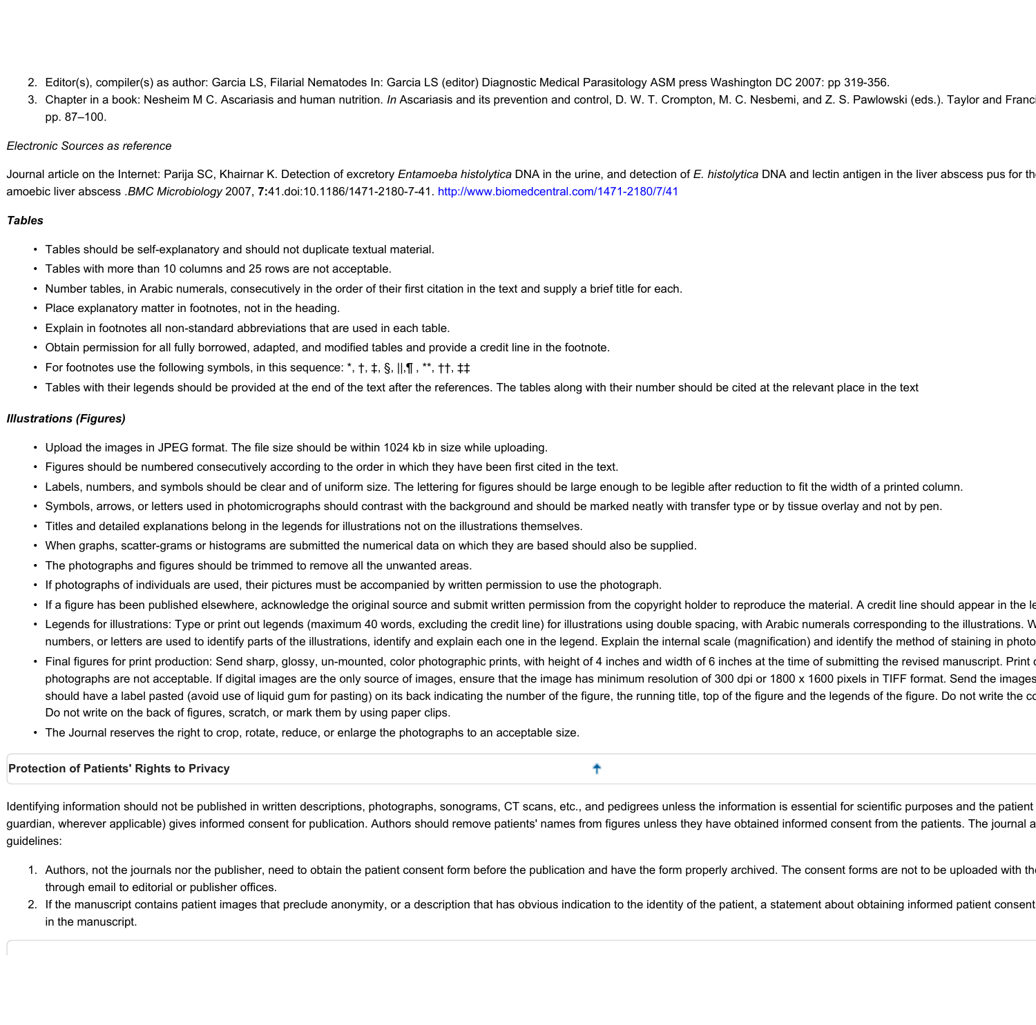2. Editor(s), compiler(s) as author: Garcia LS, Filarial Nematodes In: Garcia LS (editor) Diagnostic Medical Parasitology ASM press Washington DC 2007: pp 319-356.
3. Chapter in a book: Nesheim M C. Ascariasis and human nutrition. *In* Ascariasis and its prevention and control, D. W. T. Crompton, M. C. Nesbemi, and Z. S. Pawlowski (eds.). Taylor and Franci pp. 87–100.

*Electronic Sources as reference*

Journal article on the Internet: Parija SC, Khairnar K. Detection of excretory *Entamoeba histolytica* DNA in the urine, and detection of *E. histolytica* DNA and lectin antigen in the liver abscess pus for th amoebic liver abscess .*BMC Microbiology* 2007, **7:**41.doi:10.1186/1471-2180-7-41. http://www.biomedcentral.com/1471-2180/7/41

***Tables***

- Tables should be self-explanatory and should not duplicate textual material.
- Tables with more than 10 columns and 25 rows are not acceptable.
- Number tables, in Arabic numerals, consecutively in the order of their first citation in the text and supply a brief title for each.
- Place explanatory matter in footnotes, not in the heading.
- Explain in footnotes all non-standard abbreviations that are used in each table.
- Obtain permission for all fully borrowed, adapted, and modified tables and provide a credit line in the footnote.
- For footnotes use the following symbols, in this sequence: *, †, ‡, §, ||,¶ , **, ††, ‡‡
- Tables with their legends should be provided at the end of the text after the references. The tables along with their number should be cited at the relevant place in the text

***Illustrations (Figures)***

- Upload the images in JPEG format. The file size should be within 1024 kb in size while uploading.
- Figures should be numbered consecutively according to the order in which they have been first cited in the text.
- Labels, numbers, and symbols should be clear and of uniform size. The lettering for figures should be large enough to be legible after reduction to fit the width of a printed column.
- Symbols, arrows, or letters used in photomicrographs should contrast with the background and should be marked neatly with transfer type or by tissue overlay and not by pen.
- Titles and detailed explanations belong in the legends for illustrations not on the illustrations themselves.
- When graphs, scatter-grams or histograms are submitted the numerical data on which they are based should also be supplied.
- The photographs and figures should be trimmed to remove all the unwanted areas.
- If photographs of individuals are used, their pictures must be accompanied by written permission to use the photograph.
- If a figure has been published elsewhere, acknowledge the original source and submit written permission from the copyright holder to reproduce the material. A credit line should appear in the le
- Legends for illustrations: Type or print out legends (maximum 40 words, excluding the credit line) for illustrations using double spacing, with Arabic numerals corresponding to the illustrations. W numbers, or letters are used to identify parts of the illustrations, identify and explain each one in the legend. Explain the internal scale (magnification) and identify the method of staining in photo
- Final figures for print production: Send sharp, glossy, un-mounted, color photographic prints, with height of 4 inches and width of 6 inches at the time of submitting the revised manuscript. Print c photographs are not acceptable. If digital images are the only source of images, ensure that the image has minimum resolution of 300 dpi or 1800 x 1600 pixels in TIFF format. Send the images should have a label pasted (avoid use of liquid gum for pasting) on its back indicating the number of the figure, the running title, top of the figure and the legends of the figure. Do not write the co Do not write on the back of figures, scratch, or mark them by using paper clips.
- The Journal reserves the right to crop, rotate, reduce, or enlarge the photographs to an acceptable size.

**Protection of Patients' Rights to Privacy**

Identifying information should not be published in written descriptions, photographs, sonograms, CT scans, etc., and pedigrees unless the information is essential for scientific purposes and the patient guardian, wherever applicable) gives informed consent for publication. Authors should remove patients' names from figures unless they have obtained informed consent from the patients. The journal a guidelines:

1. Authors, not the journals nor the publisher, need to obtain the patient consent form before the publication and have the form properly archived. The consent forms are not to be uploaded with th through email to editorial or publisher offices.
2. If the manuscript contains patient images that preclude anonymity, or a description that has obvious indication to the identity of the patient, a statement about obtaining informed patient consent in the manuscript.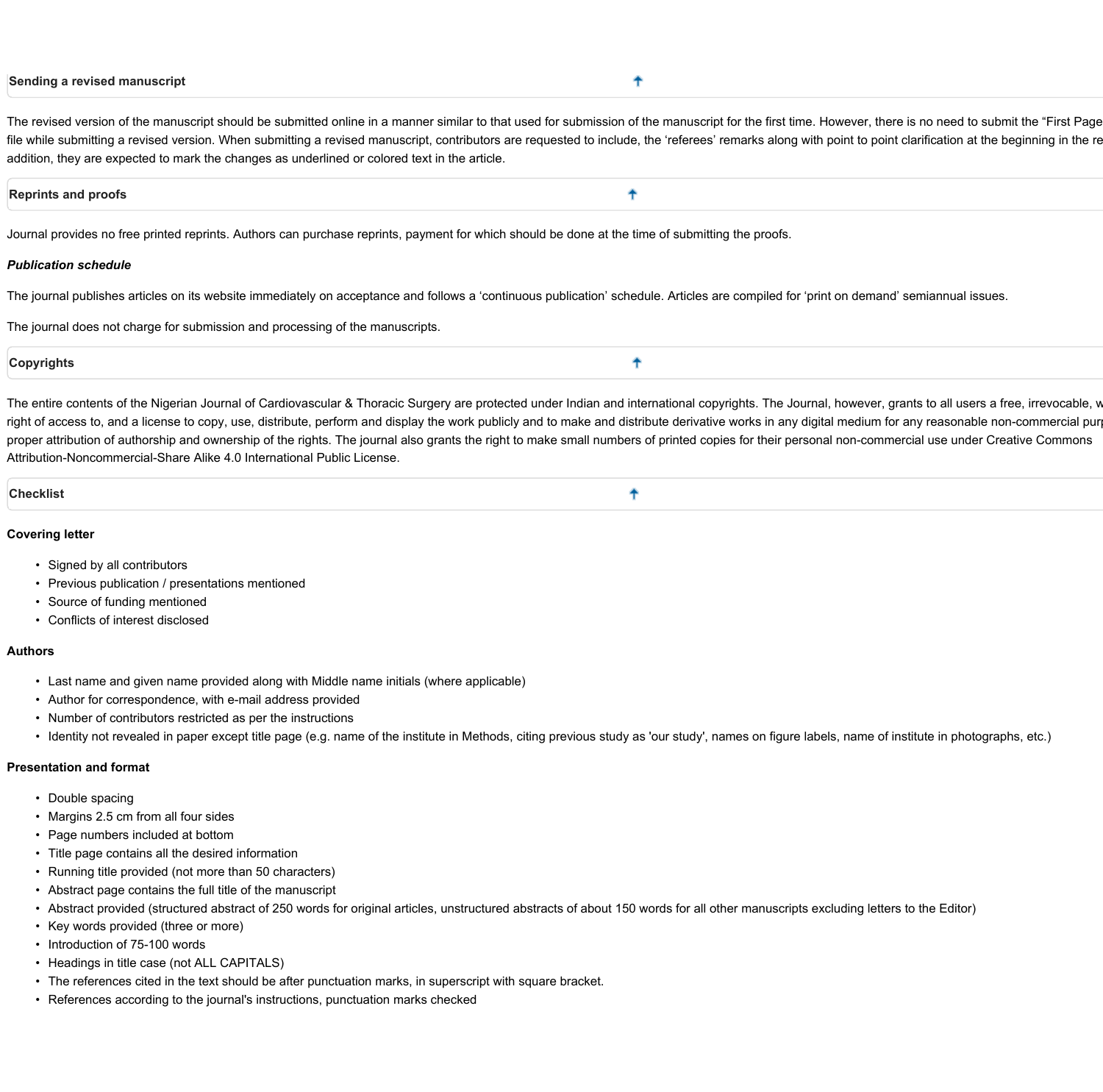## Sending a revised manuscript

The revised version of the manuscript should be submitted online in a manner similar to that used for submission of the manuscript for the first time. However, there is no need to submit the "First Page file while submitting a revised version. When submitting a revised manuscript, contributors are requested to include, the 'referees' remarks along with point to point clarification at the beginning in the re addition, they are expected to mark the changes as underlined or colored text in the article.

## Reprints and proofs

Journal provides no free printed reprints. Authors can purchase reprints, payment for which should be done at the time of submitting the proofs.

***Publication schedule***

The journal publishes articles on its website immediately on acceptance and follows a 'continuous publication' schedule. Articles are compiled for 'print on demand' semiannual issues.

The journal does not charge for submission and processing of the manuscripts.

## Copyrights

The entire contents of the Nigerian Journal of Cardiovascular & Thoracic Surgery are protected under Indian and international copyrights. The Journal, however, grants to all users a free, irrevocable, w right of access to, and a license to copy, use, distribute, perform and display the work publicly and to make and distribute derivative works in any digital medium for any reasonable non-commercial pur proper attribution of authorship and ownership of the rights. The journal also grants the right to make small numbers of printed copies for their personal non-commercial use under Creative Commons Attribution-Noncommercial-Share Alike 4.0 International Public License.

## Checklist

**Covering letter**

- Signed by all contributors
- Previous publication / presentations mentioned
- Source of funding mentioned
- Conflicts of interest disclosed

**Authors**

- Last name and given name provided along with Middle name initials (where applicable)
- Author for correspondence, with e-mail address provided
- Number of contributors restricted as per the instructions
- Identity not revealed in paper except title page (e.g. name of the institute in Methods, citing previous study as 'our study', names on figure labels, name of institute in photographs, etc.)

**Presentation and format**

- Double spacing
- Margins 2.5 cm from all four sides
- Page numbers included at bottom
- Title page contains all the desired information
- Running title provided (not more than 50 characters)
- Abstract page contains the full title of the manuscript
- Abstract provided (structured abstract of 250 words for original articles, unstructured abstracts of about 150 words for all other manuscripts excluding letters to the Editor)
- Key words provided (three or more)
- Introduction of 75-100 words
- Headings in title case (not ALL CAPITALS)
- The references cited in the text should be after punctuation marks, in superscript with square bracket.
- References according to the journal's instructions, punctuation marks checked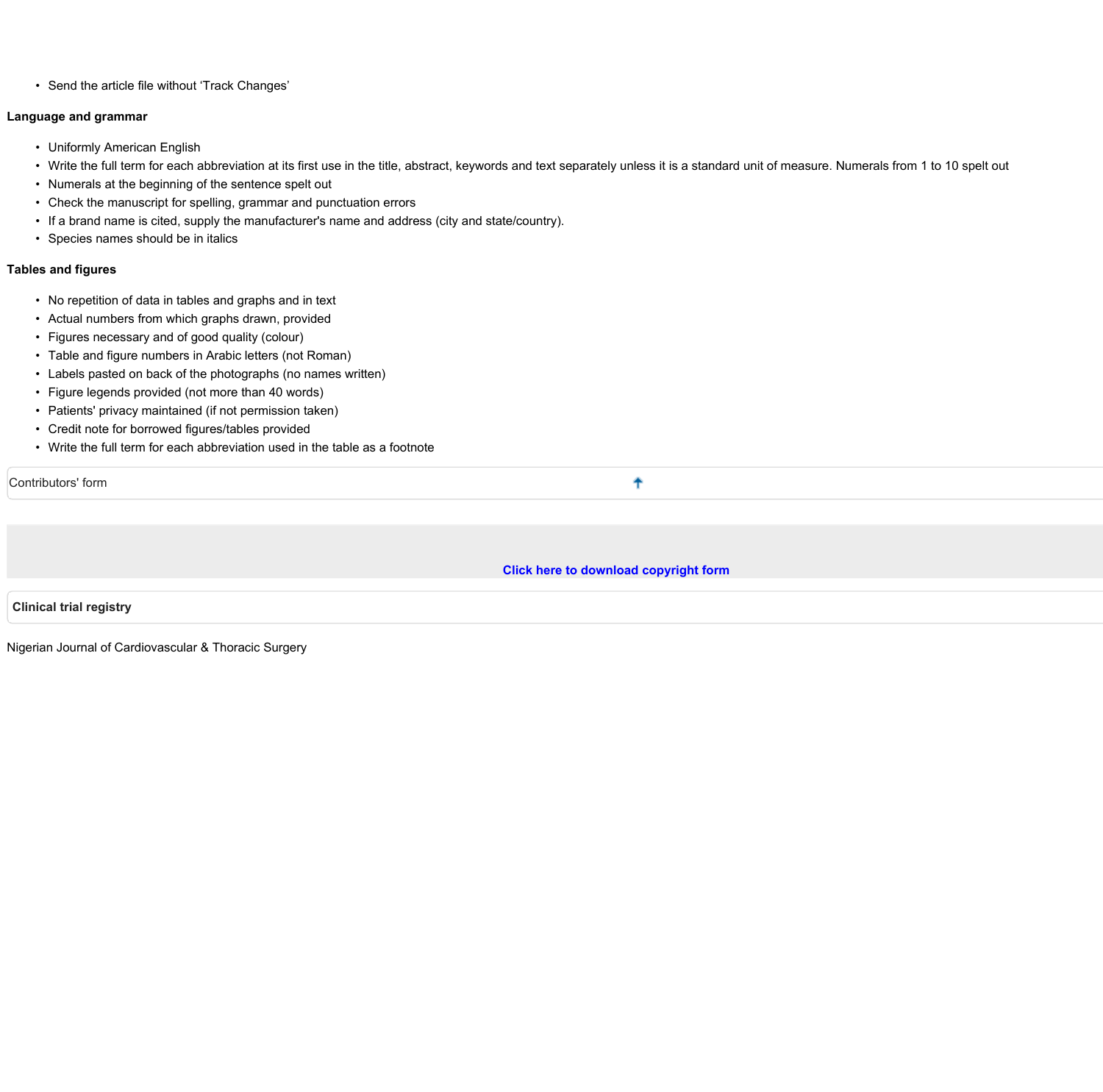- Send the article file without 'Track Changes'

**Language and grammar**

- Uniformly American English
- Write the full term for each abbreviation at its first use in the title, abstract, keywords and text separately unless it is a standard unit of measure. Numerals from 1 to 10 spelt out
- Numerals at the beginning of the sentence spelt out
- Check the manuscript for spelling, grammar and punctuation errors
- If a brand name is cited, supply the manufacturer's name and address (city and state/country).
- Species names should be in italics

**Tables and figures**

- No repetition of data in tables and graphs and in text
- Actual numbers from which graphs drawn, provided
- Figures necessary and of good quality (colour)
- Table and figure numbers in Arabic letters (not Roman)
- Labels pasted on back of the photographs (no names written)
- Figure legends provided (not more than 40 words)
- Patients' privacy maintained (if not permission taken)
- Credit note for borrowed figures/tables provided
- Write the full term for each abbreviation used in the table as a footnote

Contributors' form

**Click here to download copyright form**

**Clinical trial registry**

Nigerian Journal of Cardiovascular & Thoracic Surgery